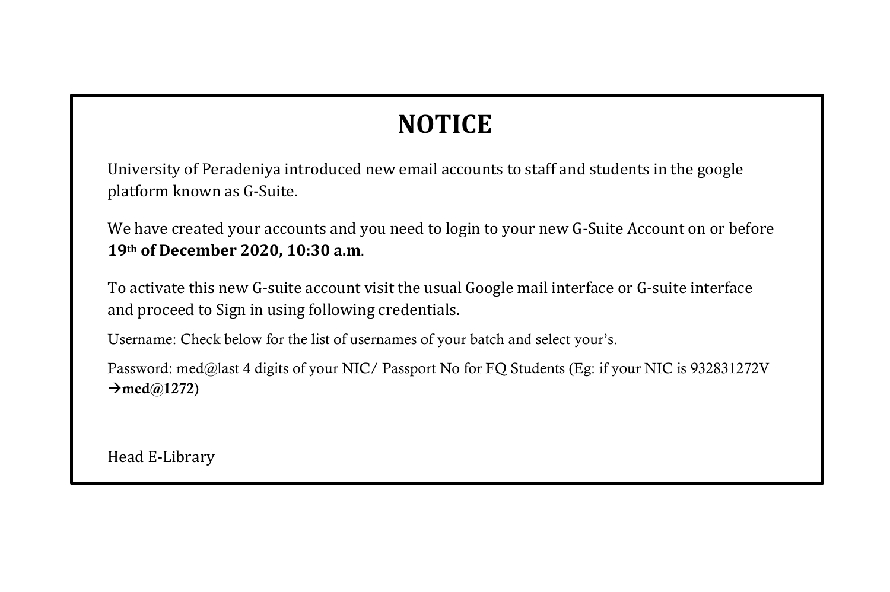# NOTICE

University of Peradeniya introduced new email accounts to staff and students in the google platform known as G-Suite.

We have created your accounts and you need to login to your new G-Suite Account on or before **19th of December 2020, 10:30 a.m**.

To activate this new G-suite account visit the usual Google mail interface or G-suite interface and proceed to Sign in using following credentials.

Username: Check below for the list of usernames of your batch and select your's.

Password: med@last 4 digits of your NIC/ Passport No for FQ Students (Eg: if your NIC is 932831272V →**med@1272**)

Head E-Library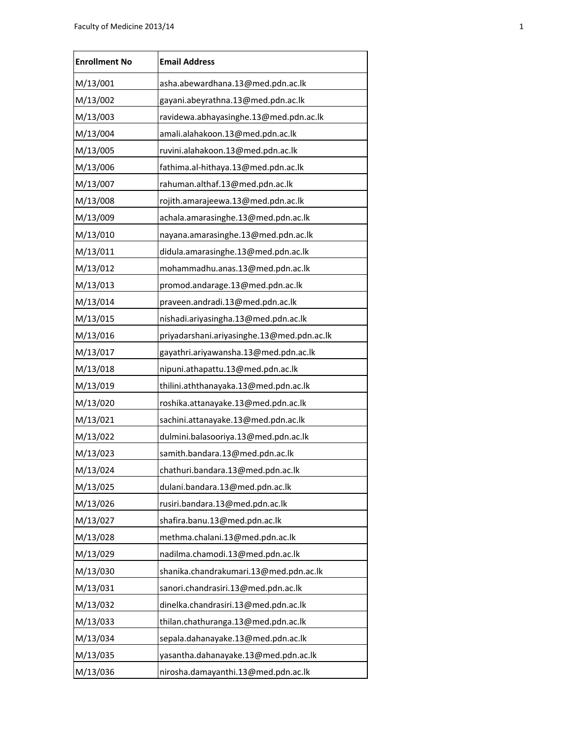| Enrollment No | Email Address |
| --- | --- |
| M/13/001 | asha.abewardhana.13@med.pdn.ac.lk |
| M/13/002 | gayani.abeyrathna.13@med.pdn.ac.lk |
| M/13/003 | ravidewa.abhayasinghe.13@med.pdn.ac.lk |
| M/13/004 | amali.alahakoon.13@med.pdn.ac.lk |
| M/13/005 | ruvini.alahakoon.13@med.pdn.ac.lk |
| M/13/006 | fathima.al-hithaya.13@med.pdn.ac.lk |
| M/13/007 | rahuman.althaf.13@med.pdn.ac.lk |
| M/13/008 | rojith.amarajeewa.13@med.pdn.ac.lk |
| M/13/009 | achala.amarasinghe.13@med.pdn.ac.lk |
| M/13/010 | nayana.amarasinghe.13@med.pdn.ac.lk |
| M/13/011 | didula.amarasinghe.13@med.pdn.ac.lk |
| M/13/012 | mohammadhu.anas.13@med.pdn.ac.lk |
| M/13/013 | promod.andarage.13@med.pdn.ac.lk |
| M/13/014 | praveen.andradi.13@med.pdn.ac.lk |
| M/13/015 | nishadi.ariyasingha.13@med.pdn.ac.lk |
| M/13/016 | priyadarshani.ariyasinghe.13@med.pdn.ac.lk |
| M/13/017 | gayathri.ariyawansha.13@med.pdn.ac.lk |
| M/13/018 | nipuni.athapattu.13@med.pdn.ac.lk |
| M/13/019 | thilini.aththanayaka.13@med.pdn.ac.lk |
| M/13/020 | roshika.attanayake.13@med.pdn.ac.lk |
| M/13/021 | sachini.attanayake.13@med.pdn.ac.lk |
| M/13/022 | dulmini.balasooriya.13@med.pdn.ac.lk |
| M/13/023 | samith.bandara.13@med.pdn.ac.lk |
| M/13/024 | chathuri.bandara.13@med.pdn.ac.lk |
| M/13/025 | dulani.bandara.13@med.pdn.ac.lk |
| M/13/026 | rusiri.bandara.13@med.pdn.ac.lk |
| M/13/027 | shafira.banu.13@med.pdn.ac.lk |
| M/13/028 | methma.chalani.13@med.pdn.ac.lk |
| M/13/029 | nadilma.chamodi.13@med.pdn.ac.lk |
| M/13/030 | shanika.chandrakumari.13@med.pdn.ac.lk |
| M/13/031 | sanori.chandrasiri.13@med.pdn.ac.lk |
| M/13/032 | dinelka.chandrasiri.13@med.pdn.ac.lk |
| M/13/033 | thilan.chathuranga.13@med.pdn.ac.lk |
| M/13/034 | sepala.dahanayake.13@med.pdn.ac.lk |
| M/13/035 | yasantha.dahanayake.13@med.pdn.ac.lk |
| M/13/036 | nirosha.damayanthi.13@med.pdn.ac.lk |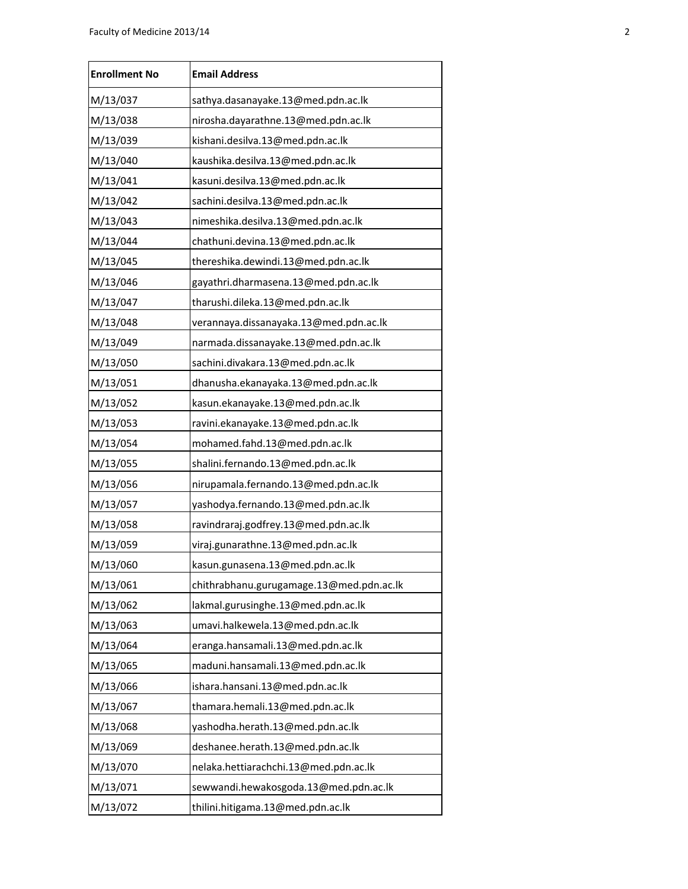| Enrollment No | Email Address |
|---|---|
| M/13/037 | sathya.dasanayake.13@med.pdn.ac.lk |
| M/13/038 | nirosha.dayarathne.13@med.pdn.ac.lk |
| M/13/039 | kishani.desilva.13@med.pdn.ac.lk |
| M/13/040 | kaushika.desilva.13@med.pdn.ac.lk |
| M/13/041 | kasuni.desilva.13@med.pdn.ac.lk |
| M/13/042 | sachini.desilva.13@med.pdn.ac.lk |
| M/13/043 | nimeshika.desilva.13@med.pdn.ac.lk |
| M/13/044 | chathuni.devina.13@med.pdn.ac.lk |
| M/13/045 | thereshika.dewindi.13@med.pdn.ac.lk |
| M/13/046 | gayathri.dharmasena.13@med.pdn.ac.lk |
| M/13/047 | tharushi.dileka.13@med.pdn.ac.lk |
| M/13/048 | verannaya.dissanayaka.13@med.pdn.ac.lk |
| M/13/049 | narmada.dissanayake.13@med.pdn.ac.lk |
| M/13/050 | sachini.divakara.13@med.pdn.ac.lk |
| M/13/051 | dhanusha.ekanayaka.13@med.pdn.ac.lk |
| M/13/052 | kasun.ekanayake.13@med.pdn.ac.lk |
| M/13/053 | ravini.ekanayake.13@med.pdn.ac.lk |
| M/13/054 | mohamed.fahd.13@med.pdn.ac.lk |
| M/13/055 | shalini.fernando.13@med.pdn.ac.lk |
| M/13/056 | nirupamala.fernando.13@med.pdn.ac.lk |
| M/13/057 | yashodya.fernando.13@med.pdn.ac.lk |
| M/13/058 | ravindraraj.godfrey.13@med.pdn.ac.lk |
| M/13/059 | viraj.gunarathne.13@med.pdn.ac.lk |
| M/13/060 | kasun.gunasena.13@med.pdn.ac.lk |
| M/13/061 | chithrabhanu.gurugamage.13@med.pdn.ac.lk |
| M/13/062 | lakmal.gurusinghe.13@med.pdn.ac.lk |
| M/13/063 | umavi.halkewela.13@med.pdn.ac.lk |
| M/13/064 | eranga.hansamali.13@med.pdn.ac.lk |
| M/13/065 | maduni.hansamali.13@med.pdn.ac.lk |
| M/13/066 | ishara.hansani.13@med.pdn.ac.lk |
| M/13/067 | thamara.hemali.13@med.pdn.ac.lk |
| M/13/068 | yashodha.herath.13@med.pdn.ac.lk |
| M/13/069 | deshanee.herath.13@med.pdn.ac.lk |
| M/13/070 | nelaka.hettiarachchi.13@med.pdn.ac.lk |
| M/13/071 | sewwandi.hewakosgoda.13@med.pdn.ac.lk |
| M/13/072 | thilini.hitigama.13@med.pdn.ac.lk |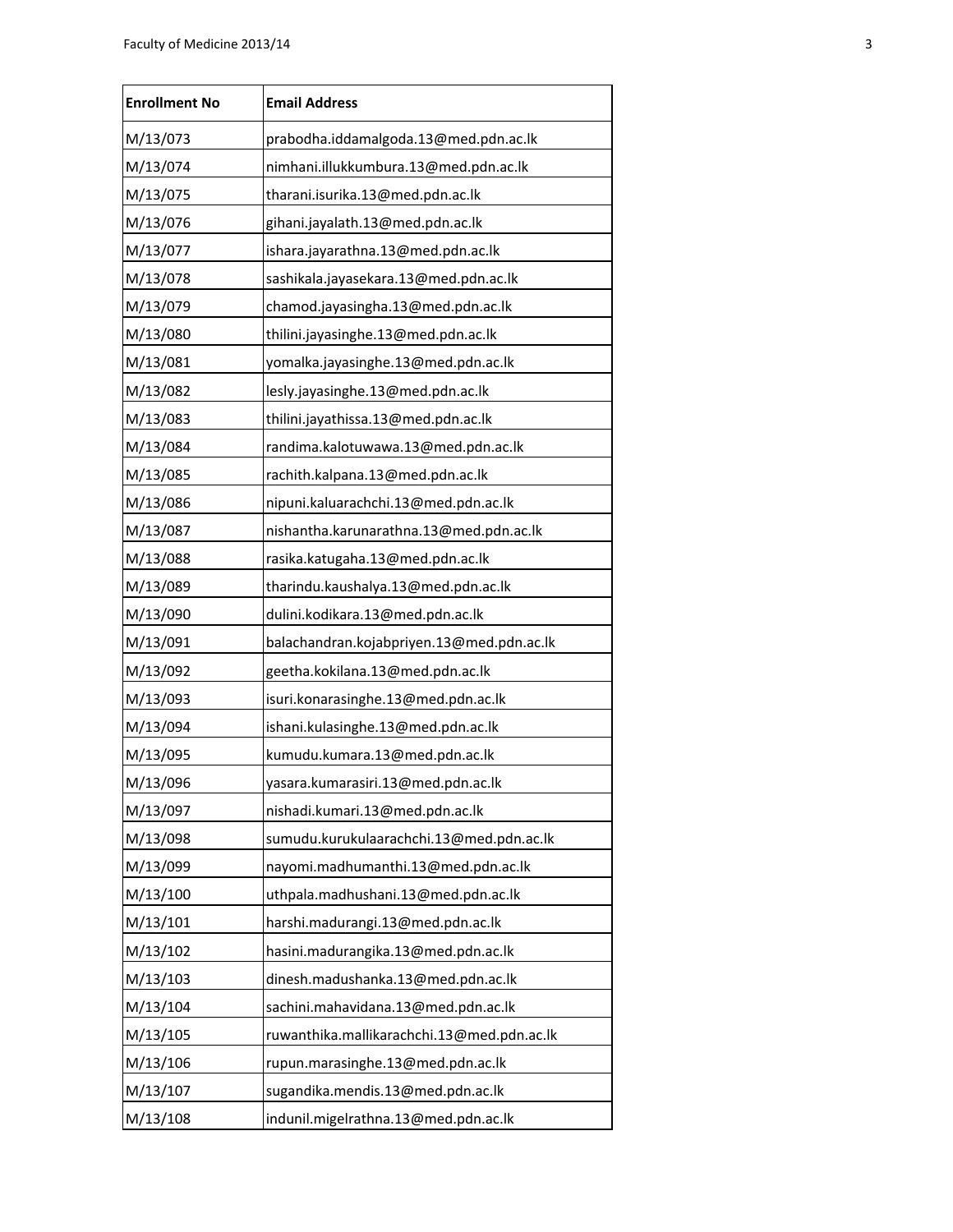| Enrollment No | Email Address |
| --- | --- |
| M/13/073 | prabodha.iddamalgoda.13@med.pdn.ac.lk |
| M/13/074 | nimhani.illukkumbura.13@med.pdn.ac.lk |
| M/13/075 | tharani.isurika.13@med.pdn.ac.lk |
| M/13/076 | gihani.jayalath.13@med.pdn.ac.lk |
| M/13/077 | ishara.jayarathna.13@med.pdn.ac.lk |
| M/13/078 | sashikala.jayasekara.13@med.pdn.ac.lk |
| M/13/079 | chamod.jayasingha.13@med.pdn.ac.lk |
| M/13/080 | thilini.jayasinghe.13@med.pdn.ac.lk |
| M/13/081 | yomalka.jayasinghe.13@med.pdn.ac.lk |
| M/13/082 | lesly.jayasinghe.13@med.pdn.ac.lk |
| M/13/083 | thilini.jayathissa.13@med.pdn.ac.lk |
| M/13/084 | randima.kalotuwawa.13@med.pdn.ac.lk |
| M/13/085 | rachith.kalpana.13@med.pdn.ac.lk |
| M/13/086 | nipuni.kaluarachchi.13@med.pdn.ac.lk |
| M/13/087 | nishantha.karunarathna.13@med.pdn.ac.lk |
| M/13/088 | rasika.katugaha.13@med.pdn.ac.lk |
| M/13/089 | tharindu.kaushalya.13@med.pdn.ac.lk |
| M/13/090 | dulini.kodikara.13@med.pdn.ac.lk |
| M/13/091 | balachandran.kojabpriyen.13@med.pdn.ac.lk |
| M/13/092 | geetha.kokilana.13@med.pdn.ac.lk |
| M/13/093 | isuri.konarasinghe.13@med.pdn.ac.lk |
| M/13/094 | ishani.kulasinghe.13@med.pdn.ac.lk |
| M/13/095 | kumudu.kumara.13@med.pdn.ac.lk |
| M/13/096 | yasara.kumarasiri.13@med.pdn.ac.lk |
| M/13/097 | nishadi.kumari.13@med.pdn.ac.lk |
| M/13/098 | sumudu.kurukulaarachchi.13@med.pdn.ac.lk |
| M/13/099 | nayomi.madhumanthi.13@med.pdn.ac.lk |
| M/13/100 | uthpala.madhushani.13@med.pdn.ac.lk |
| M/13/101 | harshi.madurangi.13@med.pdn.ac.lk |
| M/13/102 | hasini.madurangika.13@med.pdn.ac.lk |
| M/13/103 | dinesh.madushanka.13@med.pdn.ac.lk |
| M/13/104 | sachini.mahavidana.13@med.pdn.ac.lk |
| M/13/105 | ruwanthika.mallikarachchi.13@med.pdn.ac.lk |
| M/13/106 | rupun.marasinghe.13@med.pdn.ac.lk |
| M/13/107 | sugandika.mendis.13@med.pdn.ac.lk |
| M/13/108 | indunil.migelrathna.13@med.pdn.ac.lk |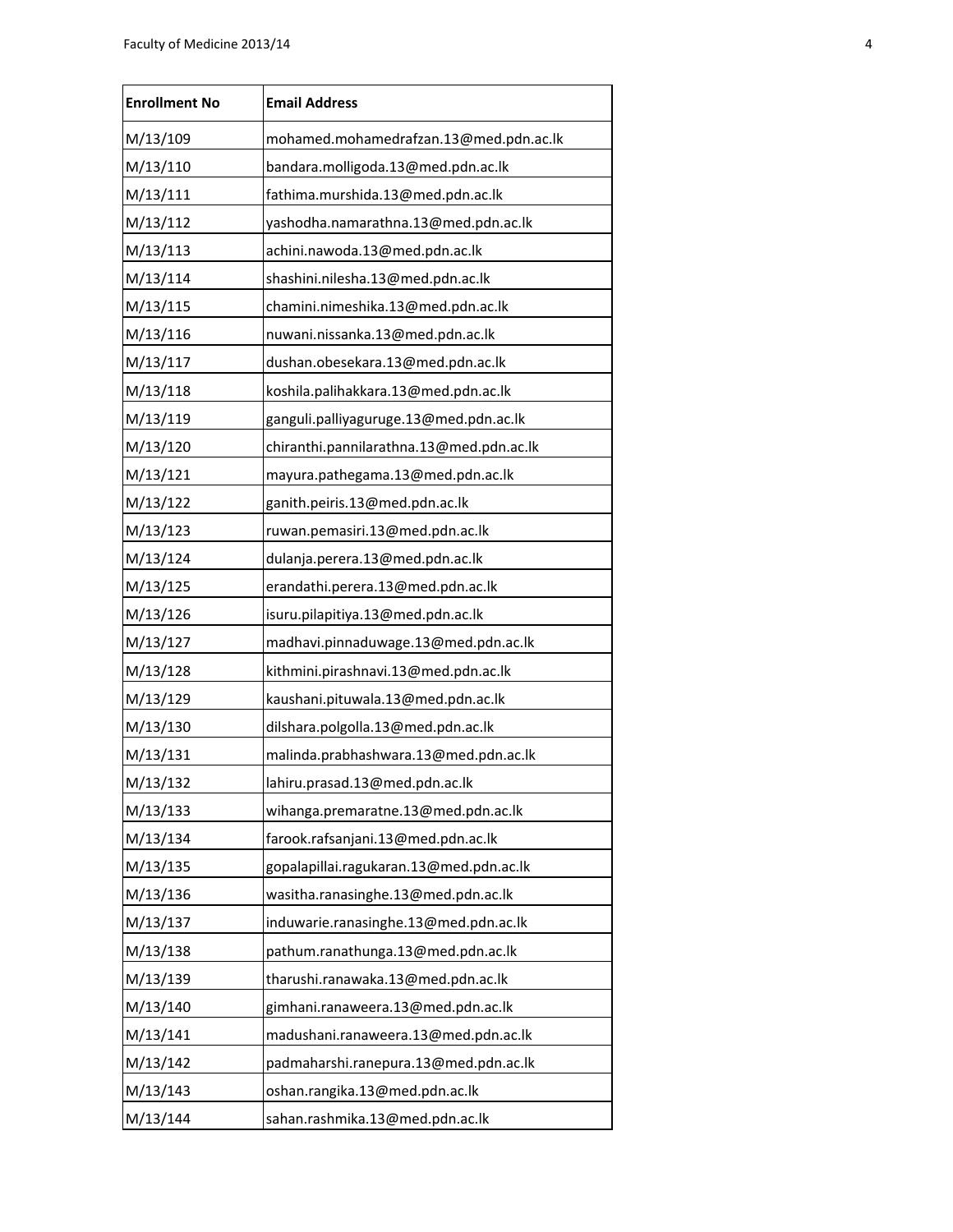| Enrollment No | Email Address |
| --- | --- |
| M/13/109 | mohamed.mohamedrafzan.13@med.pdn.ac.lk |
| M/13/110 | bandara.molligoda.13@med.pdn.ac.lk |
| M/13/111 | fathima.murshida.13@med.pdn.ac.lk |
| M/13/112 | yashodha.namarathna.13@med.pdn.ac.lk |
| M/13/113 | achini.nawoda.13@med.pdn.ac.lk |
| M/13/114 | shashini.nilesha.13@med.pdn.ac.lk |
| M/13/115 | chamini.nimeshika.13@med.pdn.ac.lk |
| M/13/116 | nuwani.nissanka.13@med.pdn.ac.lk |
| M/13/117 | dushan.obesekara.13@med.pdn.ac.lk |
| M/13/118 | koshila.palihakkara.13@med.pdn.ac.lk |
| M/13/119 | ganguli.palliyaguruge.13@med.pdn.ac.lk |
| M/13/120 | chiranthi.pannilarathna.13@med.pdn.ac.lk |
| M/13/121 | mayura.pathegama.13@med.pdn.ac.lk |
| M/13/122 | ganith.peiris.13@med.pdn.ac.lk |
| M/13/123 | ruwan.pemasiri.13@med.pdn.ac.lk |
| M/13/124 | dulanja.perera.13@med.pdn.ac.lk |
| M/13/125 | erandathi.perera.13@med.pdn.ac.lk |
| M/13/126 | isuru.pilapitiya.13@med.pdn.ac.lk |
| M/13/127 | madhavi.pinnaduwage.13@med.pdn.ac.lk |
| M/13/128 | kithmini.pirashnavi.13@med.pdn.ac.lk |
| M/13/129 | kaushani.pituwala.13@med.pdn.ac.lk |
| M/13/130 | dilshara.polgolla.13@med.pdn.ac.lk |
| M/13/131 | malinda.prabhashwara.13@med.pdn.ac.lk |
| M/13/132 | lahiru.prasad.13@med.pdn.ac.lk |
| M/13/133 | wihanga.premaratne.13@med.pdn.ac.lk |
| M/13/134 | farook.rafsanjani.13@med.pdn.ac.lk |
| M/13/135 | gopalapillai.ragukaran.13@med.pdn.ac.lk |
| M/13/136 | wasitha.ranasinghe.13@med.pdn.ac.lk |
| M/13/137 | induwarie.ranasinghe.13@med.pdn.ac.lk |
| M/13/138 | pathum.ranathunga.13@med.pdn.ac.lk |
| M/13/139 | tharushi.ranawaka.13@med.pdn.ac.lk |
| M/13/140 | gimhani.ranaweera.13@med.pdn.ac.lk |
| M/13/141 | madushani.ranaweera.13@med.pdn.ac.lk |
| M/13/142 | padmaharshi.ranepura.13@med.pdn.ac.lk |
| M/13/143 | oshan.rangika.13@med.pdn.ac.lk |
| M/13/144 | sahan.rashmika.13@med.pdn.ac.lk |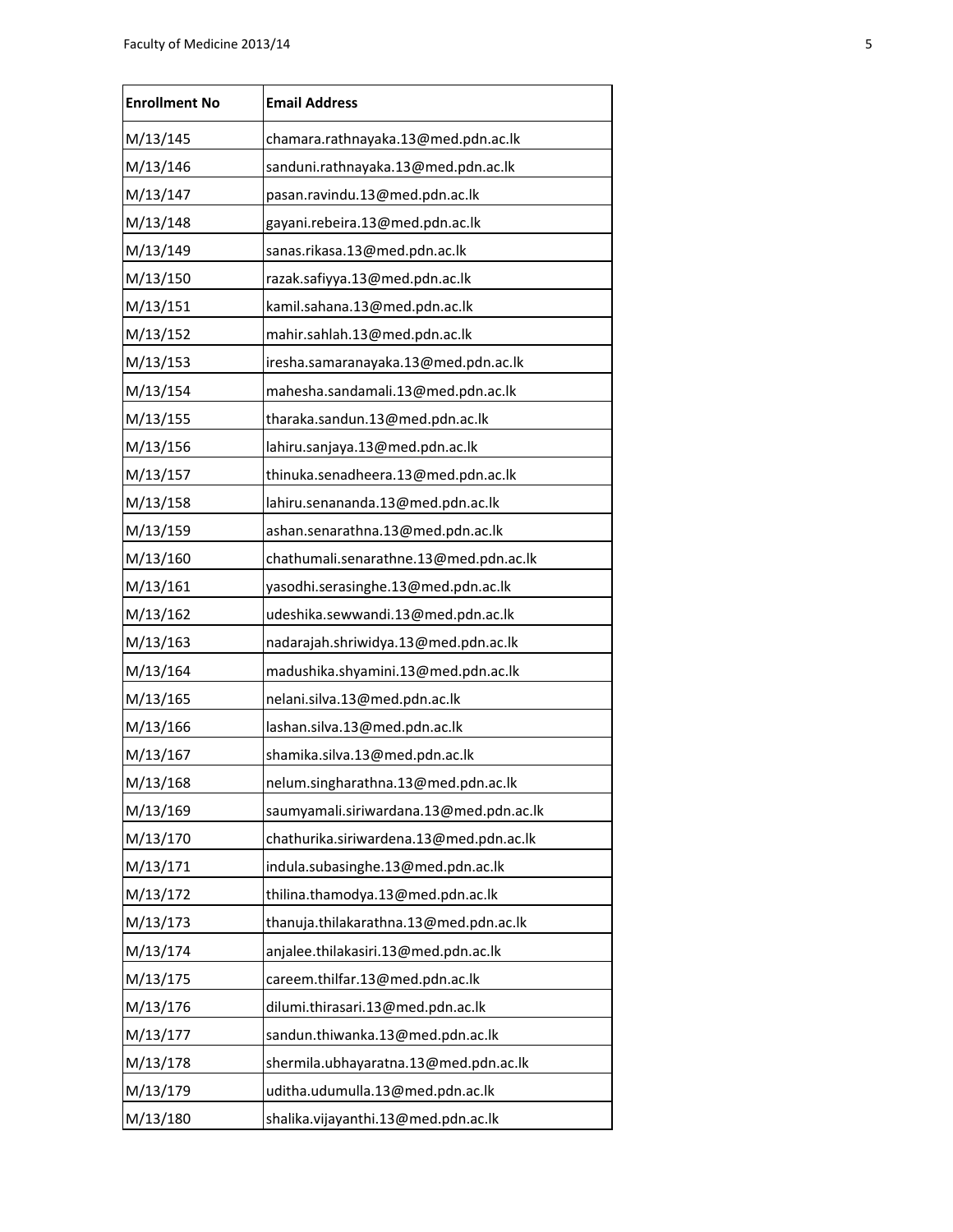| Enrollment No | Email Address |
|---|---|
| M/13/145 | chamara.rathnayaka.13@med.pdn.ac.lk |
| M/13/146 | sanduni.rathnayaka.13@med.pdn.ac.lk |
| M/13/147 | pasan.ravindu.13@med.pdn.ac.lk |
| M/13/148 | gayani.rebeira.13@med.pdn.ac.lk |
| M/13/149 | sanas.rikasa.13@med.pdn.ac.lk |
| M/13/150 | razak.safiyya.13@med.pdn.ac.lk |
| M/13/151 | kamil.sahana.13@med.pdn.ac.lk |
| M/13/152 | mahir.sahlah.13@med.pdn.ac.lk |
| M/13/153 | iresha.samaranayaka.13@med.pdn.ac.lk |
| M/13/154 | mahesha.sandamali.13@med.pdn.ac.lk |
| M/13/155 | tharaka.sandun.13@med.pdn.ac.lk |
| M/13/156 | lahiru.sanjaya.13@med.pdn.ac.lk |
| M/13/157 | thinuka.senadheera.13@med.pdn.ac.lk |
| M/13/158 | lahiru.senananda.13@med.pdn.ac.lk |
| M/13/159 | ashan.senarathna.13@med.pdn.ac.lk |
| M/13/160 | chathumali.senarathne.13@med.pdn.ac.lk |
| M/13/161 | yasodhi.serasinghe.13@med.pdn.ac.lk |
| M/13/162 | udeshika.sewwandi.13@med.pdn.ac.lk |
| M/13/163 | nadarajah.shriwidya.13@med.pdn.ac.lk |
| M/13/164 | madushika.shyamini.13@med.pdn.ac.lk |
| M/13/165 | nelani.silva.13@med.pdn.ac.lk |
| M/13/166 | lashan.silva.13@med.pdn.ac.lk |
| M/13/167 | shamika.silva.13@med.pdn.ac.lk |
| M/13/168 | nelum.singharathna.13@med.pdn.ac.lk |
| M/13/169 | saumyamali.siriwardana.13@med.pdn.ac.lk |
| M/13/170 | chathurika.siriwardena.13@med.pdn.ac.lk |
| M/13/171 | indula.subasinghe.13@med.pdn.ac.lk |
| M/13/172 | thilina.thamodya.13@med.pdn.ac.lk |
| M/13/173 | thanuja.thilakarathna.13@med.pdn.ac.lk |
| M/13/174 | anjalee.thilakasiri.13@med.pdn.ac.lk |
| M/13/175 | careem.thilfar.13@med.pdn.ac.lk |
| M/13/176 | dilumi.thirasari.13@med.pdn.ac.lk |
| M/13/177 | sandun.thiwanka.13@med.pdn.ac.lk |
| M/13/178 | shermila.ubhayaratna.13@med.pdn.ac.lk |
| M/13/179 | uditha.udumulla.13@med.pdn.ac.lk |
| M/13/180 | shalika.vijayanthi.13@med.pdn.ac.lk |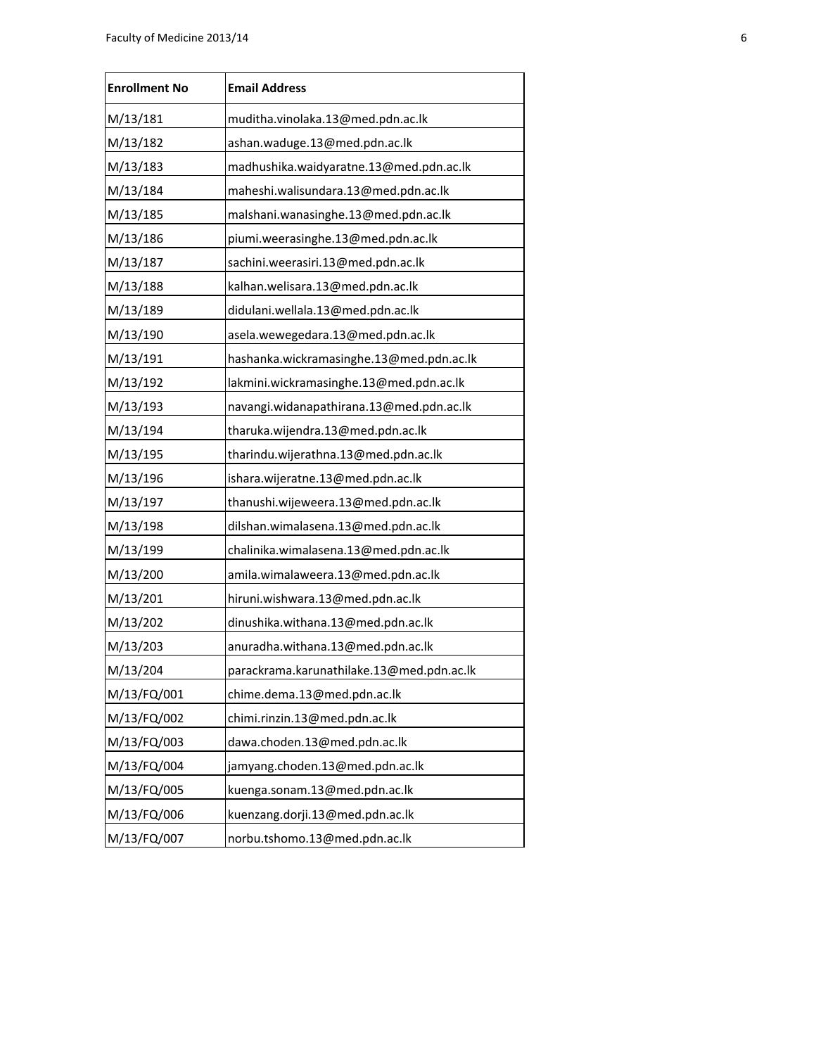| Enrollment No | Email Address |
|---|---|
| M/13/181 | muditha.vinolaka.13@med.pdn.ac.lk |
| M/13/182 | ashan.waduge.13@med.pdn.ac.lk |
| M/13/183 | madhushika.waidyaratne.13@med.pdn.ac.lk |
| M/13/184 | maheshi.walisundara.13@med.pdn.ac.lk |
| M/13/185 | malshani.wanasinghe.13@med.pdn.ac.lk |
| M/13/186 | piumi.weerasinghe.13@med.pdn.ac.lk |
| M/13/187 | sachini.weerasiri.13@med.pdn.ac.lk |
| M/13/188 | kalhan.welisara.13@med.pdn.ac.lk |
| M/13/189 | didulani.wellala.13@med.pdn.ac.lk |
| M/13/190 | asela.wewegedara.13@med.pdn.ac.lk |
| M/13/191 | hashanka.wickramasinghe.13@med.pdn.ac.lk |
| M/13/192 | lakmini.wickramasinghe.13@med.pdn.ac.lk |
| M/13/193 | navangi.widanapathirana.13@med.pdn.ac.lk |
| M/13/194 | tharuka.wijendra.13@med.pdn.ac.lk |
| M/13/195 | tharindu.wijerathna.13@med.pdn.ac.lk |
| M/13/196 | ishara.wijeratne.13@med.pdn.ac.lk |
| M/13/197 | thanushi.wijeweera.13@med.pdn.ac.lk |
| M/13/198 | dilshan.wimalasena.13@med.pdn.ac.lk |
| M/13/199 | chalinika.wimalasena.13@med.pdn.ac.lk |
| M/13/200 | amila.wimalaweera.13@med.pdn.ac.lk |
| M/13/201 | hiruni.wishwara.13@med.pdn.ac.lk |
| M/13/202 | dinushika.withana.13@med.pdn.ac.lk |
| M/13/203 | anuradha.withana.13@med.pdn.ac.lk |
| M/13/204 | parackrama.karunathilake.13@med.pdn.ac.lk |
| M/13/FQ/001 | chime.dema.13@med.pdn.ac.lk |
| M/13/FQ/002 | chimi.rinzin.13@med.pdn.ac.lk |
| M/13/FQ/003 | dawa.choden.13@med.pdn.ac.lk |
| M/13/FQ/004 | jamyang.choden.13@med.pdn.ac.lk |
| M/13/FQ/005 | kuenga.sonam.13@med.pdn.ac.lk |
| M/13/FQ/006 | kuenzang.dorji.13@med.pdn.ac.lk |
| M/13/FQ/007 | norbu.tshomo.13@med.pdn.ac.lk |